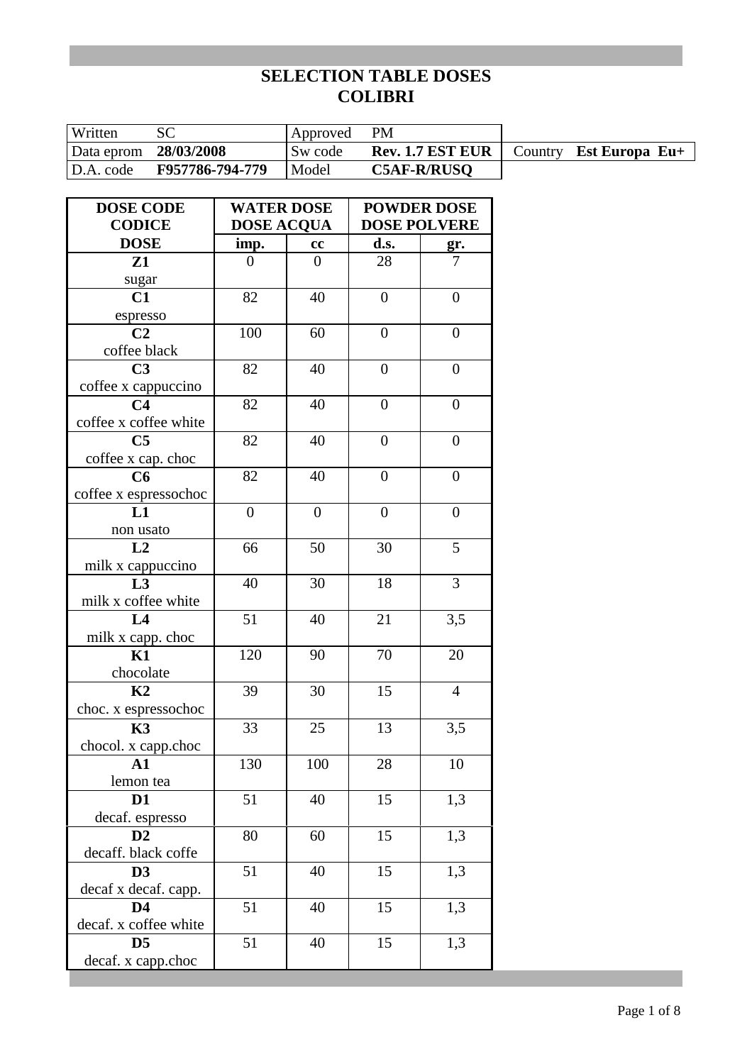# SELECTION TABLE DOSES
# COLIBRI

| Written | SC | Approved | PM | | |
|---|---|---|---|---|---|
| Data eprom | **28/03/2008** | Sw code | **Rev. 1.7 EST EUR** | Country | **Est Europa Eu+** |
| D.A. code | **F957786-794-779** | Model | **C5AF-R/RUSQ** | | |

| DOSE CODE CODICE DOSE | WATER DOSE DOSE ACQUA | | POWDER DOSE DOSE POLVERE | |
|---|---|---|---|---|
| | **imp.** | **cc** | **d.s.** | **gr.** |
| **Z1** sugar | 0 | 0 | 28 | 7 |
| **C1** espresso | 82 | 40 | 0 | 0 |
| **C2** coffee black | 100 | 60 | 0 | 0 |
| **C3** coffee x cappuccino | 82 | 40 | 0 | 0 |
| **C4** coffee x coffee white | 82 | 40 | 0 | 0 |
| **C5** coffee x cap. choc | 82 | 40 | 0 | 0 |
| **C6** coffee x espressochoc | 82 | 40 | 0 | 0 |
| **L1** non usato | 0 | 0 | 0 | 0 |
| **L2** milk x cappuccino | 66 | 50 | 30 | 5 |
| **L3** milk x coffee white | 40 | 30 | 18 | 3 |
| **L4** milk x capp. choc | 51 | 40 | 21 | 3,5 |
| **K1** chocolate | 120 | 90 | 70 | 20 |
| **K2** choc. x espressochoc | 39 | 30 | 15 | 4 |
| **K3** chocol. x capp.choc | 33 | 25 | 13 | 3,5 |
| **A1** lemon tea | 130 | 100 | 28 | 10 |
| **D1** decaf. espresso | 51 | 40 | 15 | 1,3 |
| **D2** decaff. black coffe | 80 | 60 | 15 | 1,3 |
| **D3** decaf x decaf. capp. | 51 | 40 | 15 | 1,3 |
| **D4** decaf. x coffee white | 51 | 40 | 15 | 1,3 |
| **D5** decaf. x capp.choc | 51 | 40 | 15 | 1,3 |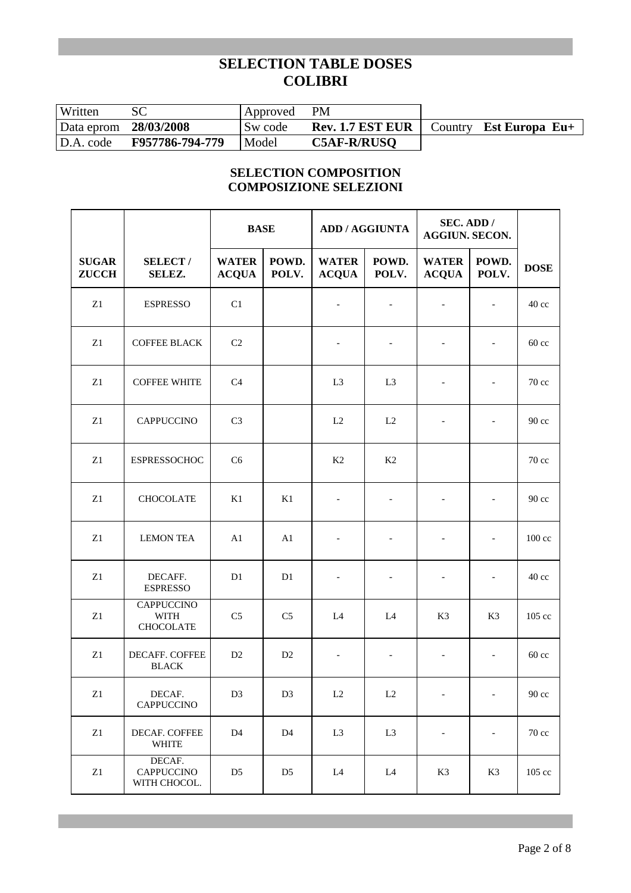# SELECTION TABLE DOSES
# COLIBRI

| Written | SC | Approved | PM | | |
|---|---|---|---|---|---|
| Data eprom | **28/03/2008** | Sw code | **Rev. 1.7 EST EUR** | Country | **Est Europa Eu+** |
| D.A. code | **F957786-794-779** | Model | **C5AF-R/RUSQ** | | |

## SELECTION COMPOSITION
## COMPOSIZIONE SELEZIONI

| | | **BASE** | | **ADD / AGGIUNTA** | | **SEC. ADD / AGGIUN. SECON.** | | |
|---|---|---|---|---|---|---|---|---|
| **SUGAR ZUCCH** | **SELECT / SELEZ.** | **WATER ACQUA** | **POWD. POLV.** | **WATER ACQUA** | **POWD. POLV.** | **WATER ACQUA** | **POWD. POLV.** | **DOSE** |
| Z1 | ESPRESSO | C1 | | - | - | - | - | 40 cc |
| Z1 | COFFEE BLACK | C2 | | - | - | - | - | 60 cc |
| Z1 | COFFEE WHITE | C4 | | L3 | L3 | - | - | 70 cc |
| Z1 | CAPPUCCINO | C3 | | L2 | L2 | - | - | 90 cc |
| Z1 | ESPRESSOCHOC | C6 | | K2 | K2 | | | 70 cc |
| Z1 | CHOCOLATE | K1 | K1 | - | - | - | - | 90 cc |
| Z1 | LEMON TEA | A1 | A1 | - | - | - | - | 100 cc |
| Z1 | DECAFF. ESPRESSO | D1 | D1 | - | - | - | - | 40 cc |
| Z1 | CAPPUCCINO WITH CHOCOLATE | C5 | C5 | L4 | L4 | K3 | K3 | 105 cc |
| Z1 | DECAFF. COFFEE BLACK | D2 | D2 | - | - | - | - | 60 cc |
| Z1 | DECAF. CAPPUCCINO | D3 | D3 | L2 | L2 | - | - | 90 cc |
| Z1 | DECAF. COFFEE WHITE | D4 | D4 | L3 | L3 | - | - | 70 cc |
| Z1 | DECAF. CAPPUCCINO WITH CHOCOL. | D5 | D5 | L4 | L4 | K3 | K3 | 105 cc |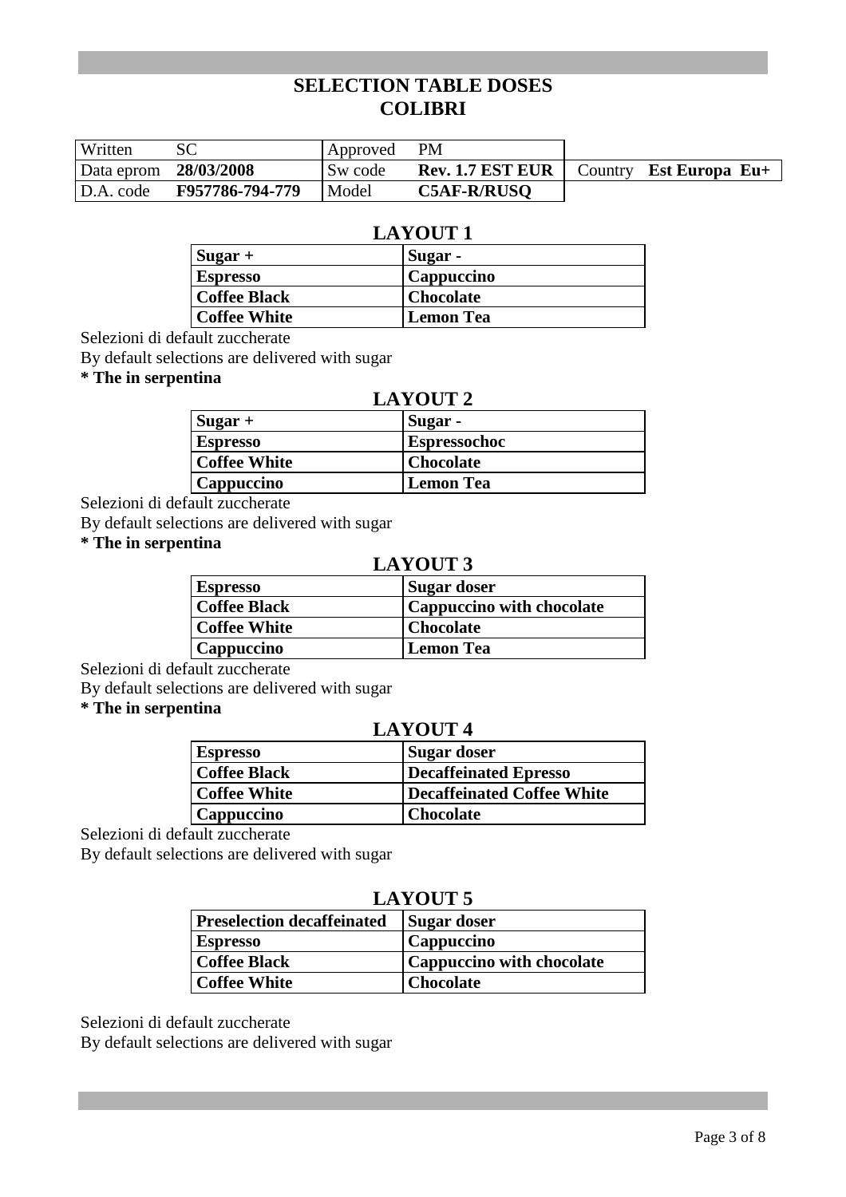# SELECTION TABLE DOSES
# COLIBRI

| Written | SC | Approved | PM | | |
|---|---|---|---|---|---|
| Data eprom | **28/03/2008** | Sw code | **Rev. 1.7 EST EUR** | Country | **Est Europa Eu+** |
| D.A. code | **F957786-794-779** | Model | **C5AF-R/RUSQ** | | |

## LAYOUT 1

| Sugar + | Sugar - |
|---|---|
| **Espresso** | **Cappuccino** |
| **Coffee Black** | **Chocolate** |
| **Coffee White** | **Lemon Tea** |

Selezioni di default zuccherate

By default selections are delivered with sugar

**\* The in serpentina**

## LAYOUT 2

| Sugar + | Sugar - |
|---|---|
| **Espresso** | **Espressochoc** |
| **Coffee White** | **Chocolate** |
| **Cappuccino** | **Lemon Tea** |

Selezioni di default zuccherate

By default selections are delivered with sugar

**\* The in serpentina**

## LAYOUT 3

| Espresso | Sugar doser |
|---|---|
| **Coffee Black** | **Cappuccino with chocolate** |
| **Coffee White** | **Chocolate** |
| **Cappuccino** | **Lemon Tea** |

Selezioni di default zuccherate

By default selections are delivered with sugar

**\* The in serpentina**

## LAYOUT 4

| Espresso | Sugar doser |
|---|---|
| **Coffee Black** | **Decaffeinated Epresso** |
| **Coffee White** | **Decaffeinated Coffee White** |
| **Cappuccino** | **Chocolate** |

Selezioni di default zuccherate

By default selections are delivered with sugar

## LAYOUT 5

| Preselection decaffeinated | Sugar doser |
|---|---|
| **Espresso** | **Cappuccino** |
| **Coffee Black** | **Cappuccino with chocolate** |
| **Coffee White** | **Chocolate** |

Selezioni di default zuccherate

By default selections are delivered with sugar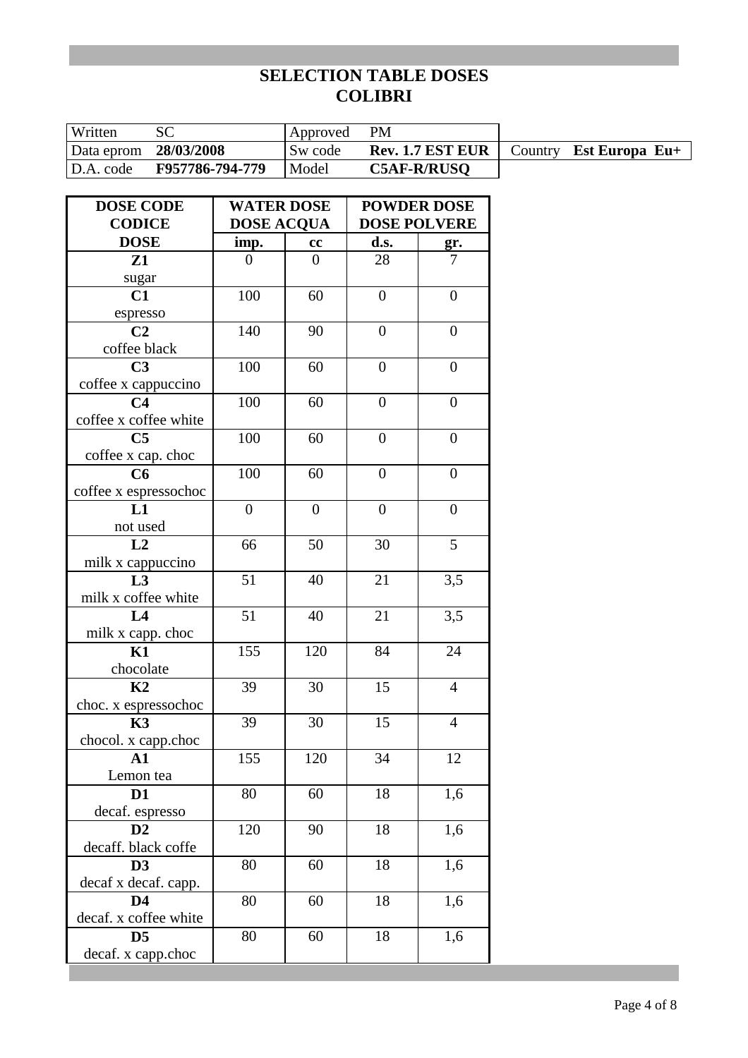# SELECTION TABLE DOSES
# COLIBRI

| Written | SC | Approved | PM | | |
|---|---|---|---|---|---|
| Data eprom | **28/03/2008** | Sw code | **Rev. 1.7 EST EUR** | Country | **Est Europa Eu+** |
| D.A. code | **F957786-794-779** | Model | **C5AF-R/RUSQ** | | |

| **DOSE CODE CODICE** | **WATER DOSE DOSE ACQUA** | | **POWDER DOSE DOSE POLVERE** | |
|---|---|---|---|---|
| **DOSE** | **imp.** | **cc** | **d.s.** | **gr.** |
| **Z1** sugar | 0 | 0 | 28 | 7 |
| **C1** espresso | 100 | 60 | 0 | 0 |
| **C2** coffee black | 140 | 90 | 0 | 0 |
| **C3** coffee x cappuccino | 100 | 60 | 0 | 0 |
| **C4** coffee x coffee white | 100 | 60 | 0 | 0 |
| **C5** coffee x cap. choc | 100 | 60 | 0 | 0 |
| **C6** coffee x espressochoc | 100 | 60 | 0 | 0 |
| **L1** not used | 0 | 0 | 0 | 0 |
| **L2** milk x cappuccino | 66 | 50 | 30 | 5 |
| **L3** milk x coffee white | 51 | 40 | 21 | 3,5 |
| **L4** milk x capp. choc | 51 | 40 | 21 | 3,5 |
| **K1** chocolate | 155 | 120 | 84 | 24 |
| **K2** choc. x espressochoc | 39 | 30 | 15 | 4 |
| **K3** chocol. x capp.choc | 39 | 30 | 15 | 4 |
| **A1** Lemon tea | 155 | 120 | 34 | 12 |
| **D1** decaf. espresso | 80 | 60 | 18 | 1,6 |
| **D2** decaff. black coffe | 120 | 90 | 18 | 1,6 |
| **D3** decaf x decaf. capp. | 80 | 60 | 18 | 1,6 |
| **D4** decaf. x coffee white | 80 | 60 | 18 | 1,6 |
| **D5** decaf. x capp.choc | 80 | 60 | 18 | 1,6 |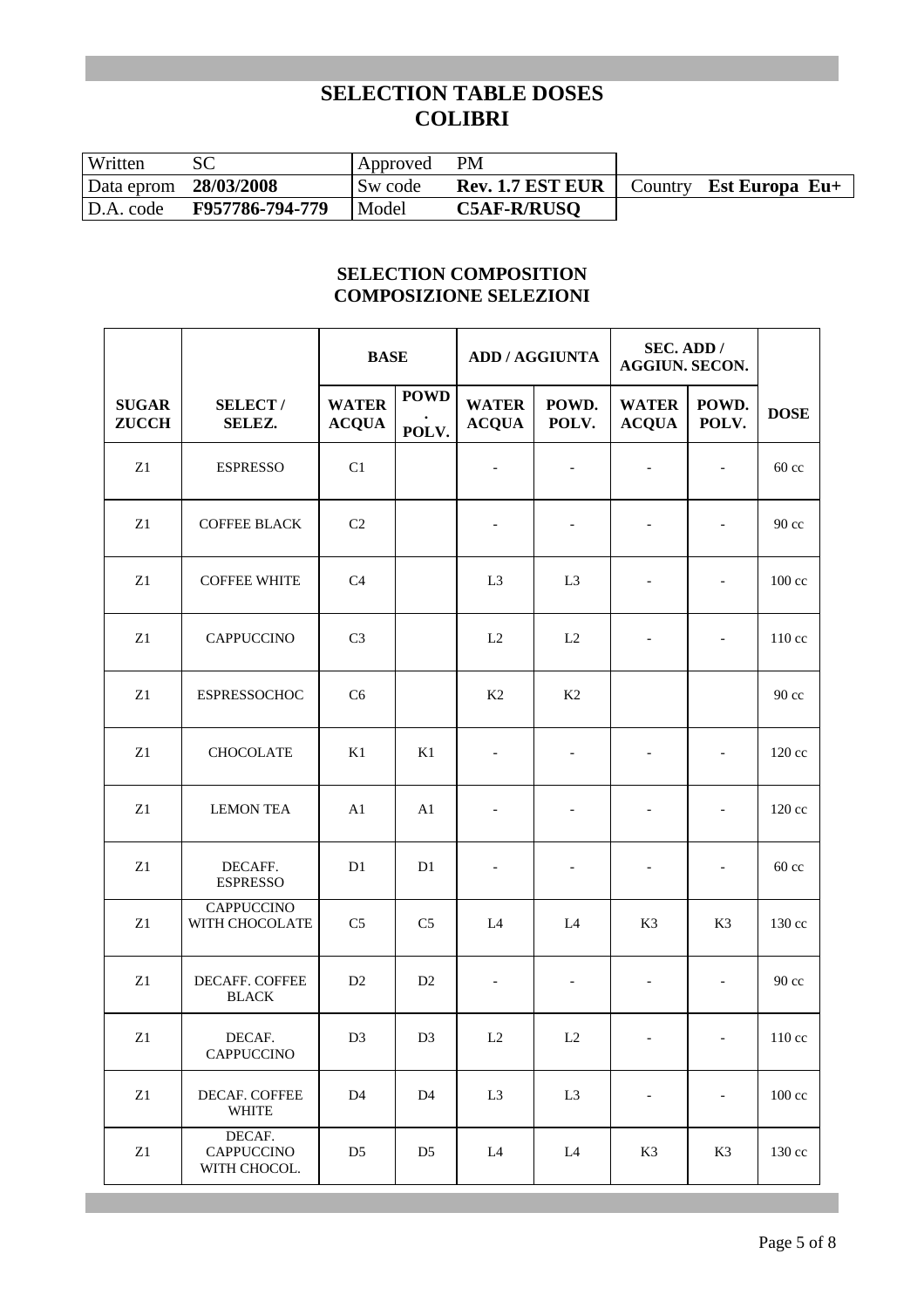# SELECTION TABLE DOSES
# COLIBRI

| Written | SC | Approved | PM | | |
|---|---|---|---|---|---|
| Data eprom | **28/03/2008** | Sw code | **Rev. 1.7 EST EUR** | Country | **Est Europa Eu+** |
| D.A. code | **F957786-794-779** | Model | **C5AF-R/RUSQ** | | |

## SELECTION COMPOSITION
## COMPOSIZIONE SELEZIONI

| | | BASE | | ADD / AGGIUNTA | | SEC. ADD / AGGIUN. SECON. | | |
|---|---|---|---|---|---|---|---|---|
| **SUGAR ZUCCH** | **SELECT / SELEZ.** | **WATER ACQUA** | **POWD. POLV.** | **WATER ACQUA** | **POWD. POLV.** | **WATER ACQUA** | **POWD. POLV.** | **DOSE** |
| Z1 | ESPRESSO | C1 | | - | - | - | - | 60 cc |
| Z1 | COFFEE BLACK | C2 | | - | - | - | - | 90 cc |
| Z1 | COFFEE WHITE | C4 | | L3 | L3 | - | - | 100 cc |
| Z1 | CAPPUCCINO | C3 | | L2 | L2 | - | - | 110 cc |
| Z1 | ESPRESSOCHOC | C6 | | K2 | K2 | | | 90 cc |
| Z1 | CHOCOLATE | K1 | K1 | - | - | - | - | 120 cc |
| Z1 | LEMON TEA | A1 | A1 | - | - | - | - | 120 cc |
| Z1 | DECAFF. ESPRESSO | D1 | D1 | - | - | - | - | 60 cc |
| Z1 | CAPPUCCINO WITH CHOCOLATE | C5 | C5 | L4 | L4 | K3 | K3 | 130 cc |
| Z1 | DECAFF. COFFEE BLACK | D2 | D2 | - | - | - | - | 90 cc |
| Z1 | DECAF. CAPPUCCINO | D3 | D3 | L2 | L2 | - | - | 110 cc |
| Z1 | DECAF. COFFEE WHITE | D4 | D4 | L3 | L3 | - | - | 100 cc |
| Z1 | DECAF. CAPPUCCINO WITH CHOCOL. | D5 | D5 | L4 | L4 | K3 | K3 | 130 cc |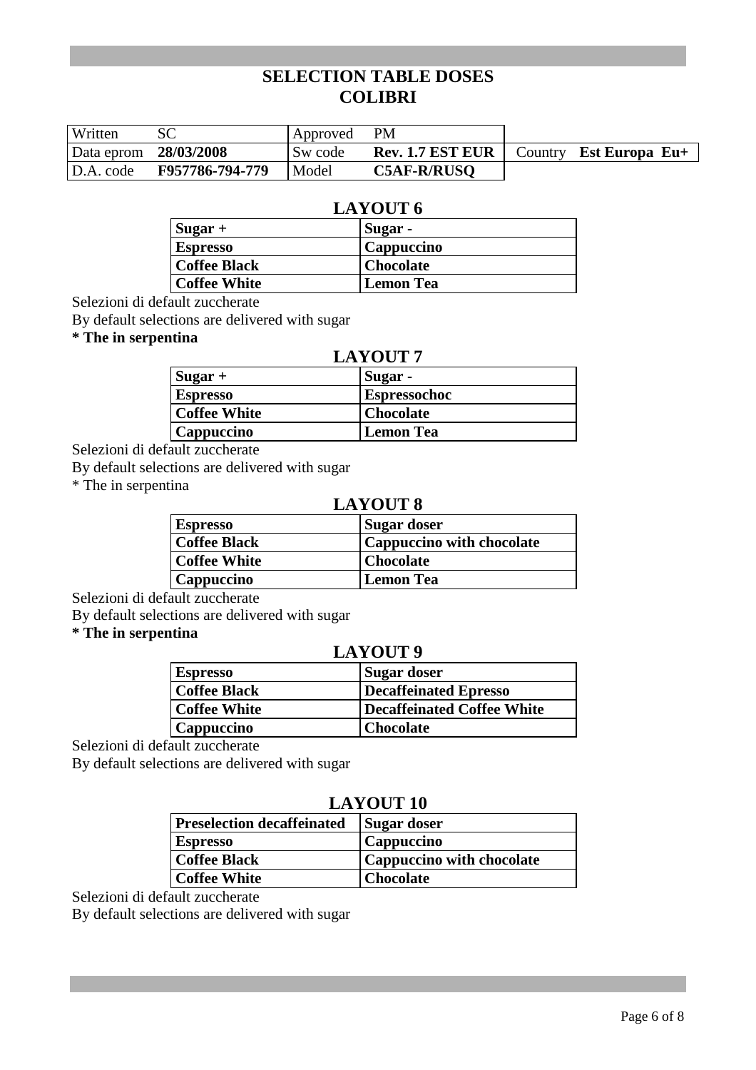# SELECTION TABLE DOSES
# COLIBRI

| Written | SC | Approved | PM | | |
|---|---|---|---|---|---|
| Data eprom | **28/03/2008** | Sw code | **Rev. 1.7 EST EUR** | Country | **Est Europa Eu+** |
| D.A. code | **F957786-794-779** | Model | **C5AF-R/RUSQ** | | |

## LAYOUT 6

| **Sugar +** | **Sugar -** |
|---|---|
| **Espresso** | **Cappuccino** |
| **Coffee Black** | **Chocolate** |
| **Coffee White** | **Lemon Tea** |

Selezioni di default zuccherate

By default selections are delivered with sugar

**\* The in serpentina**

## LAYOUT 7

| **Sugar +** | **Sugar -** |
|---|---|
| **Espresso** | **Espressochoc** |
| **Coffee White** | **Chocolate** |
| **Cappuccino** | **Lemon Tea** |

Selezioni di default zuccherate

By default selections are delivered with sugar

\* The in serpentina

## LAYOUT 8

| **Espresso** | **Sugar doser** |
|---|---|
| **Coffee Black** | **Cappuccino with chocolate** |
| **Coffee White** | **Chocolate** |
| **Cappuccino** | **Lemon Tea** |

Selezioni di default zuccherate

By default selections are delivered with sugar

**\* The in serpentina**

## LAYOUT 9

| **Espresso** | **Sugar doser** |
|---|---|
| **Coffee Black** | **Decaffeinated Epresso** |
| **Coffee White** | **Decaffeinated Coffee White** |
| **Cappuccino** | **Chocolate** |

Selezioni di default zuccherate

By default selections are delivered with sugar

## LAYOUT 10

| **Preselection decaffeinated** | **Sugar doser** |
|---|---|
| **Espresso** | **Cappuccino** |
| **Coffee Black** | **Cappuccino with chocolate** |
| **Coffee White** | **Chocolate** |

Selezioni di default zuccherate

By default selections are delivered with sugar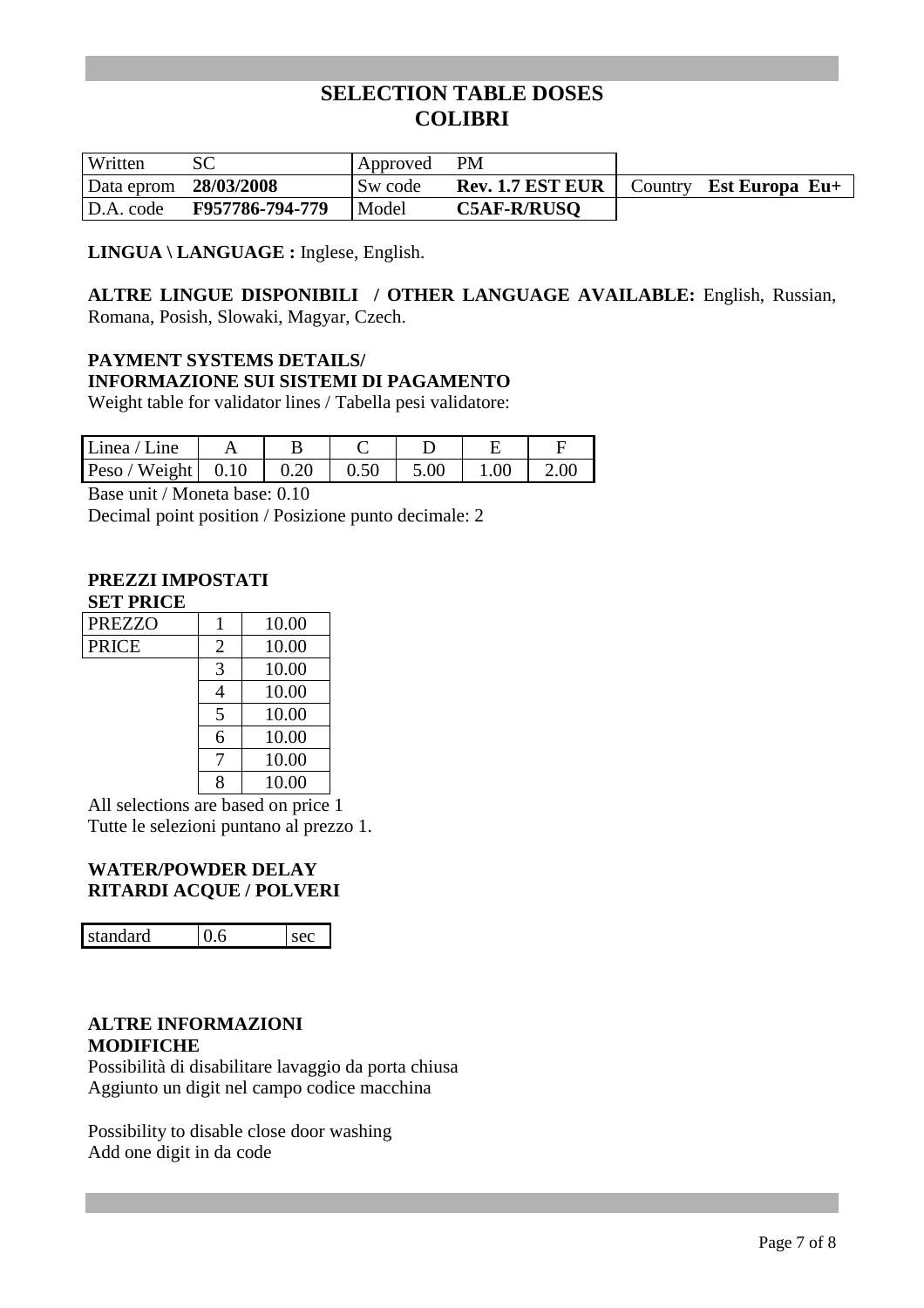# SELECTION TABLE DOSES
# COLIBRI

| Written | SC | Approved | PM | | |
|---|---|---|---|---|---|
| Data eprom | **28/03/2008** | Sw code | **Rev. 1.7 EST EUR** | Country | **Est Europa Eu+** |
| D.A. code | **F957786-794-779** | Model | **C5AF-R/RUSQ** | | |

**LINGUA \ LANGUAGE :** Inglese, English.

**ALTRE LINGUE DISPONIBILI / OTHER LANGUAGE AVAILABLE:** English, Russian, Romana, Posish, Slowaki, Magyar, Czech.

**PAYMENT SYSTEMS DETAILS/**
**INFORMAZIONE SUI SISTEMI DI PAGAMENTO**

Weight table for validator lines / Tabella pesi validatore:

| Linea / Line | A | B | C | D | E | F |
|---|---|---|---|---|---|---|
| Peso / Weight | 0.10 | 0.20 | 0.50 | 5.00 | 1.00 | 2.00 |

Base unit / Moneta base: 0.10

Decimal point position / Posizione punto decimale: 2

**PREZZI IMPOSTATI**
**SET PRICE**

| PREZZO | 1 | 10.00 |
|---|---|---|
| PRICE | 2 | 10.00 |
| | 3 | 10.00 |
| | 4 | 10.00 |
| | 5 | 10.00 |
| | 6 | 10.00 |
| | 7 | 10.00 |
| | 8 | 10.00 |

All selections are based on price 1
Tutte le selezioni puntano al prezzo 1.

**WATER/POWDER DELAY**
**RITARDI ACQUE / POLVERI**

| standard | 0.6 | sec |
|---|---|---|

**ALTRE INFORMAZIONI**
**MODIFICHE**

Possibilità di disabilitare lavaggio da porta chiusa
Aggiunto un digit nel campo codice macchina

Possibility to disable close door washing
Add one digit in da code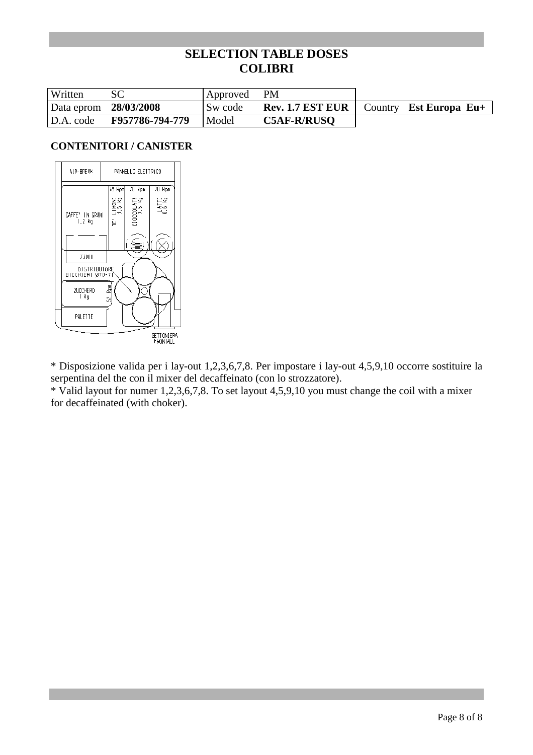# SELECTION TABLE DOSES
# COLIBRI

| | | | | | |
|---|---|---|---|---|---|
| Written | SC | Approved | PM | | |
| Data eprom | **28/03/2008** | Sw code | **Rev. 1.7 EST EUR** | Country | **Est Europa Eu+** |
| D.A. code | **F957786-794-779** | Model | **C5AF-R/RUSQ** | | |

## CONTENITORI / CANISTER

AIR-BREAK
PANNELLO ELETTRICO
78 Rpm
78 Rpm
78 Rpm
TE' LIMONE 1,5 Kg
CIOCCOLATA 1,5 Kg
LATTE 0,6 Kg
CAFFE' IN GRANI 1,2 kg
Z3000
DISTRIBUTORE BICCHIERI Ø70-71
ZUCCHERO 1 Kg
52 Rpm
PALETTE
GETTONIERA FRONTALE

* Disposizione valida per i lay-out 1,2,3,6,7,8. Per impostare i lay-out 4,5,9,10 occorre sostituire la serpentina del the con il mixer del decaffeinato (con lo strozzatore).
* Valid layout for numer 1,2,3,6,7,8. To set layout 4,5,9,10 you must change the coil with a mixer for decaffeinated (with choker).